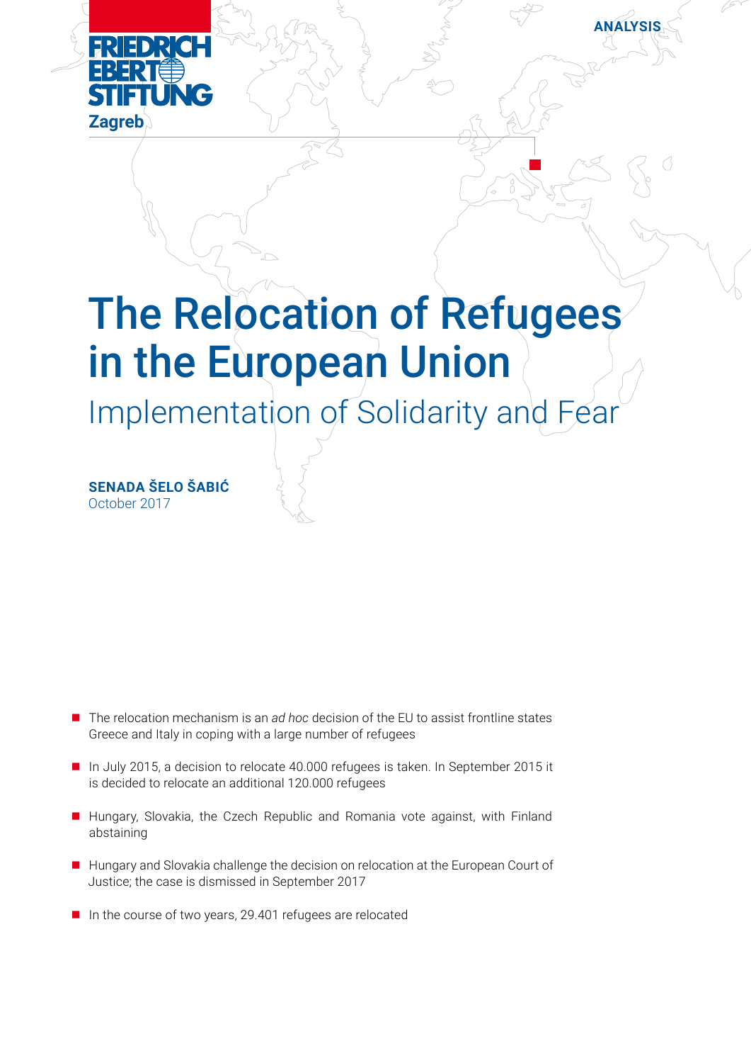ANALYSIS

FRIEDRICH EBERT STIFTUNG
Zagreb

# The Relocation of Refugees in the European Union

## Implementation of Solidarity and Fear

**SENADA ŠELO ŠABIĆ**
October 2017

- The relocation mechanism is an *ad hoc* decision of the EU to assist frontline states Greece and Italy in coping with a large number of refugees
- In July 2015, a decision to relocate 40.000 refugees is taken. In September 2015 it is decided to relocate an additional 120.000 refugees
- Hungary, Slovakia, the Czech Republic and Romania vote against, with Finland abstaining
- Hungary and Slovakia challenge the decision on relocation at the European Court of Justice; the case is dismissed in September 2017
- In the course of two years, 29.401 refugees are relocated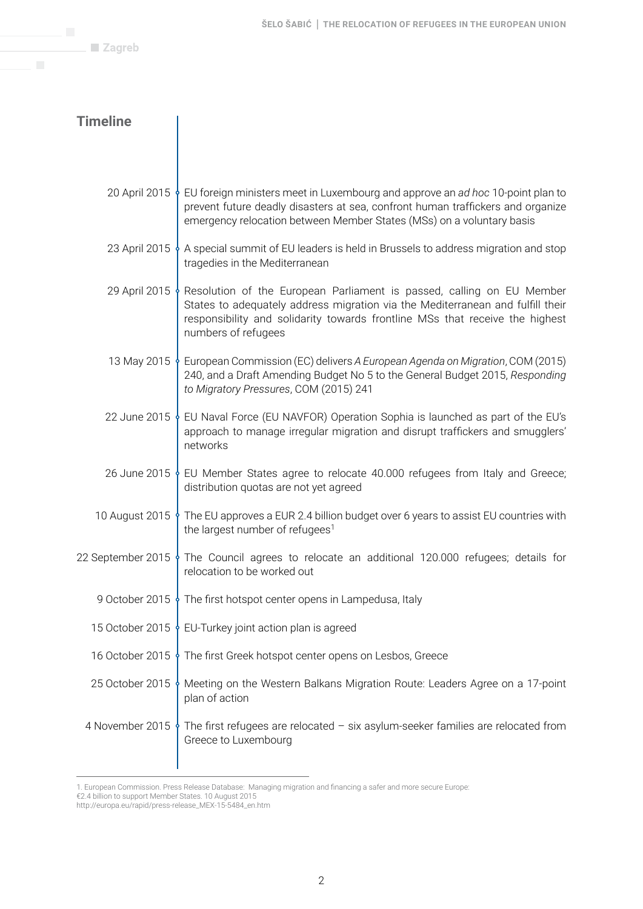## Timeline

| | |
|---|---|
| 20 April 2015 | EU foreign ministers meet in Luxembourg and approve an *ad hoc* 10-point plan to prevent future deadly disasters at sea, confront human traffickers and organize emergency relocation between Member States (MSs) on a voluntary basis |
| 23 April 2015 | A special summit of EU leaders is held in Brussels to address migration and stop tragedies in the Mediterranean |
| 29 April 2015 | Resolution of the European Parliament is passed, calling on EU Member States to adequately address migration via the Mediterranean and fulfill their responsibility and solidarity towards frontline MSs that receive the highest numbers of refugees |
| 13 May 2015 | European Commission (EC) delivers *A European Agenda on Migration*, COM (2015) 240, and a Draft Amending Budget No 5 to the General Budget 2015, *Responding to Migratory Pressures*, COM (2015) 241 |
| 22 June 2015 | EU Naval Force (EU NAVFOR) Operation Sophia is launched as part of the EU's approach to manage irregular migration and disrupt traffickers and smugglers' networks |
| 26 June 2015 | EU Member States agree to relocate 40.000 refugees from Italy and Greece; distribution quotas are not yet agreed |
| 10 August 2015 | The EU approves a EUR 2.4 billion budget over 6 years to assist EU countries with the largest number of refugees[1] |
| 22 September 2015 | The Council agrees to relocate an additional 120.000 refugees; details for relocation to be worked out |
| 9 October 2015 | The first hotspot center opens in Lampedusa, Italy |
| 15 October 2015 | EU-Turkey joint action plan is agreed |
| 16 October 2015 | The first Greek hotspot center opens on Lesbos, Greece |
| 25 October 2015 | Meeting on the Western Balkans Migration Route: Leaders Agree on a 17-point plan of action |
| 4 November 2015 | The first refugees are relocated – six asylum-seeker families are relocated from Greece to Luxembourg |

1. European Commission. Press Release Database: Managing migration and financing a safer and more secure Europe: €2.4 billion to support Member States. 10 August 2015 http://europa.eu/rapid/press-release_MEX-15-5484_en.htm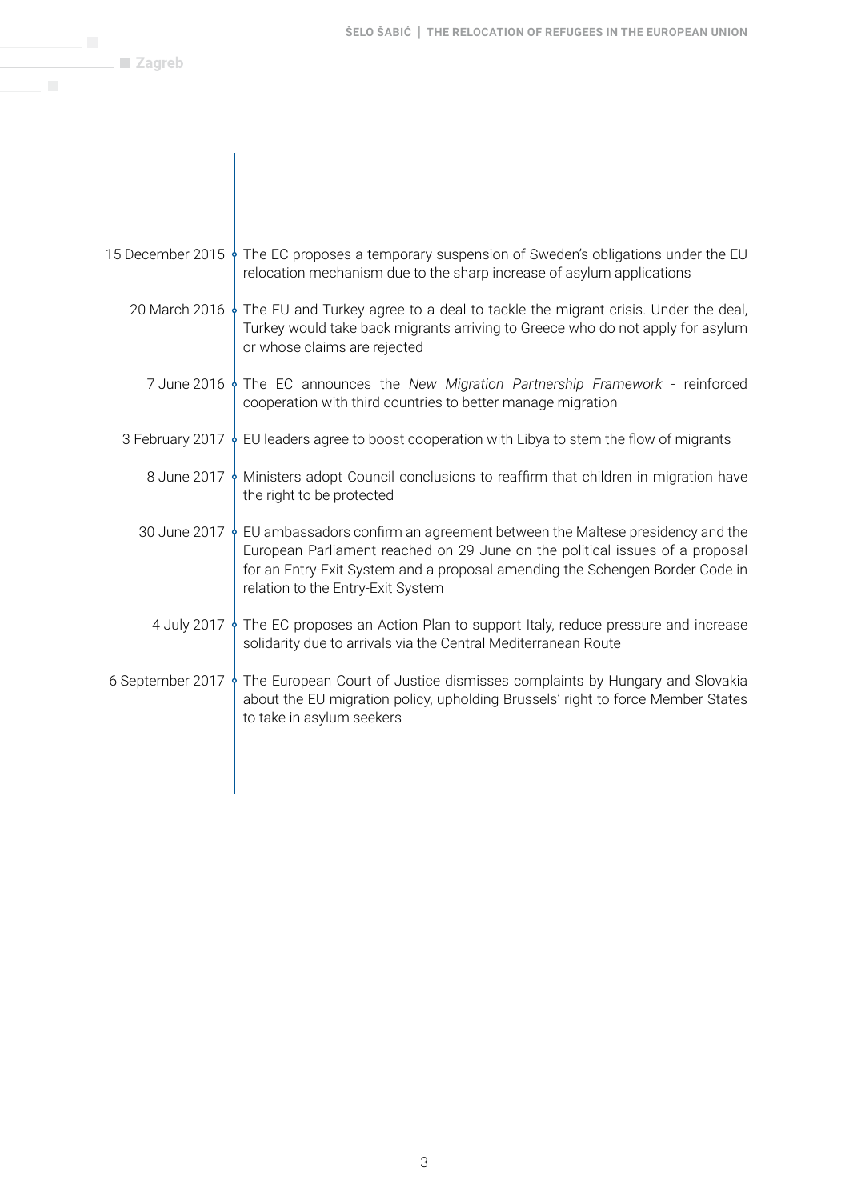| | |
|---|---|
| 15 December 2015 | The EC proposes a temporary suspension of Sweden's obligations under the EU relocation mechanism due to the sharp increase of asylum applications |
| 20 March 2016 | The EU and Turkey agree to a deal to tackle the migrant crisis. Under the deal, Turkey would take back migrants arriving to Greece who do not apply for asylum or whose claims are rejected |
| 7 June 2016 | The EC announces the *New Migration Partnership Framework* - reinforced cooperation with third countries to better manage migration |
| 3 February 2017 | EU leaders agree to boost cooperation with Libya to stem the flow of migrants |
| 8 June 2017 | Ministers adopt Council conclusions to reaffirm that children in migration have the right to be protected |
| 30 June 2017 | EU ambassadors confirm an agreement between the Maltese presidency and the European Parliament reached on 29 June on the political issues of a proposal for an Entry-Exit System and a proposal amending the Schengen Border Code in relation to the Entry-Exit System |
| 4 July 2017 | The EC proposes an Action Plan to support Italy, reduce pressure and increase solidarity due to arrivals via the Central Mediterranean Route |
| 6 September 2017 | The European Court of Justice dismisses complaints by Hungary and Slovakia about the EU migration policy, upholding Brussels' right to force Member States to take in asylum seekers |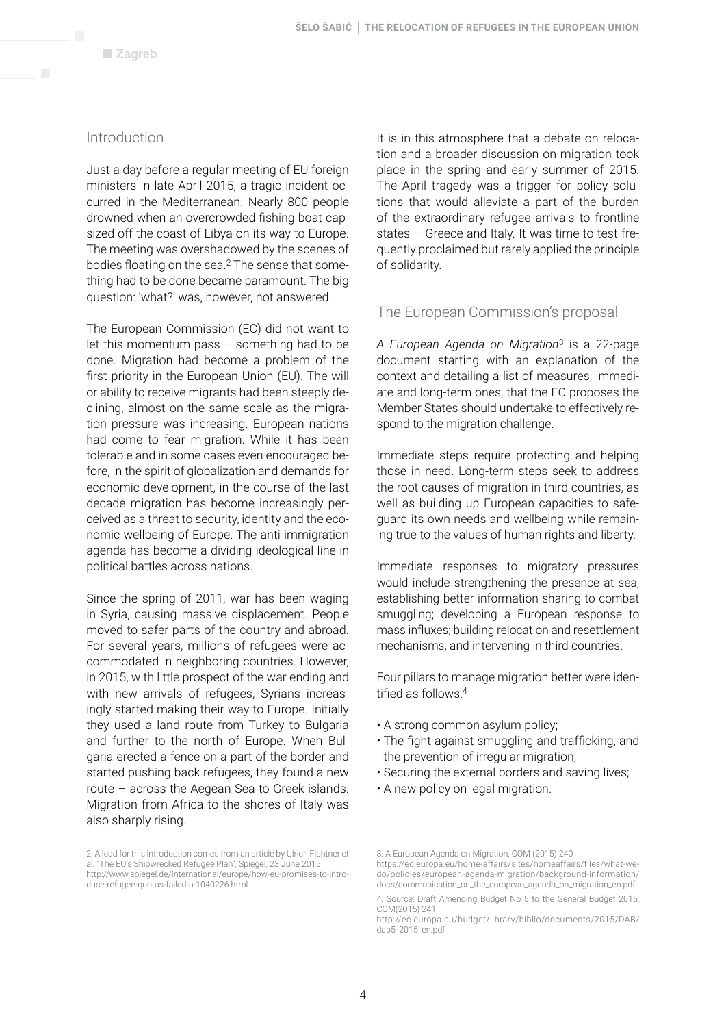## Introduction

Just a day before a regular meeting of EU foreign ministers in late April 2015, a tragic incident occurred in the Mediterranean. Nearly 800 people drowned when an overcrowded fishing boat capsized off the coast of Libya on its way to Europe. The meeting was overshadowed by the scenes of bodies floating on the sea.[2] The sense that something had to be done became paramount. The big question: 'what?' was, however, not answered.

The European Commission (EC) did not want to let this momentum pass – something had to be done. Migration had become a problem of the first priority in the European Union (EU). The will or ability to receive migrants had been steeply declining, almost on the same scale as the migration pressure was increasing. European nations had come to fear migration. While it has been tolerable and in some cases even encouraged before, in the spirit of globalization and demands for economic development, in the course of the last decade migration has become increasingly perceived as a threat to security, identity and the economic wellbeing of Europe. The anti-immigration agenda has become a dividing ideological line in political battles across nations.

Since the spring of 2011, war has been waging in Syria, causing massive displacement. People moved to safer parts of the country and abroad. For several years, millions of refugees were accommodated in neighboring countries. However, in 2015, with little prospect of the war ending and with new arrivals of refugees, Syrians increasingly started making their way to Europe. Initially they used a land route from Turkey to Bulgaria and further to the north of Europe. When Bulgaria erected a fence on a part of the border and started pushing back refugees, they found a new route – across the Aegean Sea to Greek islands. Migration from Africa to the shores of Italy was also sharply rising.

It is in this atmosphere that a debate on relocation and a broader discussion on migration took place in the spring and early summer of 2015. The April tragedy was a trigger for policy solutions that would alleviate a part of the burden of the extraordinary refugee arrivals to frontline states – Greece and Italy. It was time to test frequently proclaimed but rarely applied the principle of solidarity.

## The European Commission's proposal

*A European Agenda on Migration*[3] is a 22-page document starting with an explanation of the context and detailing a list of measures, immediate and long-term ones, that the EC proposes the Member States should undertake to effectively respond to the migration challenge.

Immediate steps require protecting and helping those in need. Long-term steps seek to address the root causes of migration in third countries, as well as building up European capacities to safeguard its own needs and wellbeing while remaining true to the values of human rights and liberty.

Immediate responses to migratory pressures would include strengthening the presence at sea; establishing better information sharing to combat smuggling; developing a European response to mass influxes; building relocation and resettlement mechanisms, and intervening in third countries.

Four pillars to manage migration better were identified as follows:[4]

- A strong common asylum policy;
- The fight against smuggling and trafficking, and the prevention of irregular migration;
- Securing the external borders and saving lives;
- A new policy on legal migration.

---

2. A lead for this introduction comes from an article by Ulrich Fichtner et al. "The EU's Shipwrecked Refugee Plan", Spiegel, 23 June 2015 http://www.spiegel.de/international/europe/how-eu-promises-to-introduce-refugee-quotas-failed-a-1040226.html

3. A European Agenda on Migration, COM (2015) 240 https://ec.europa.eu/home-affairs/sites/homeaffairs/files/what-we-do/policies/european-agenda-migration/background-information/docs/communication_on_the_european_agenda_on_migration_en.pdf

4. Source: Draft Amending Budget No 5 to the General Budget 2015, COM(2015) 241 http://ec.europa.eu/budget/library/biblio/documents/2015/DAB/dab5_2015_en.pdf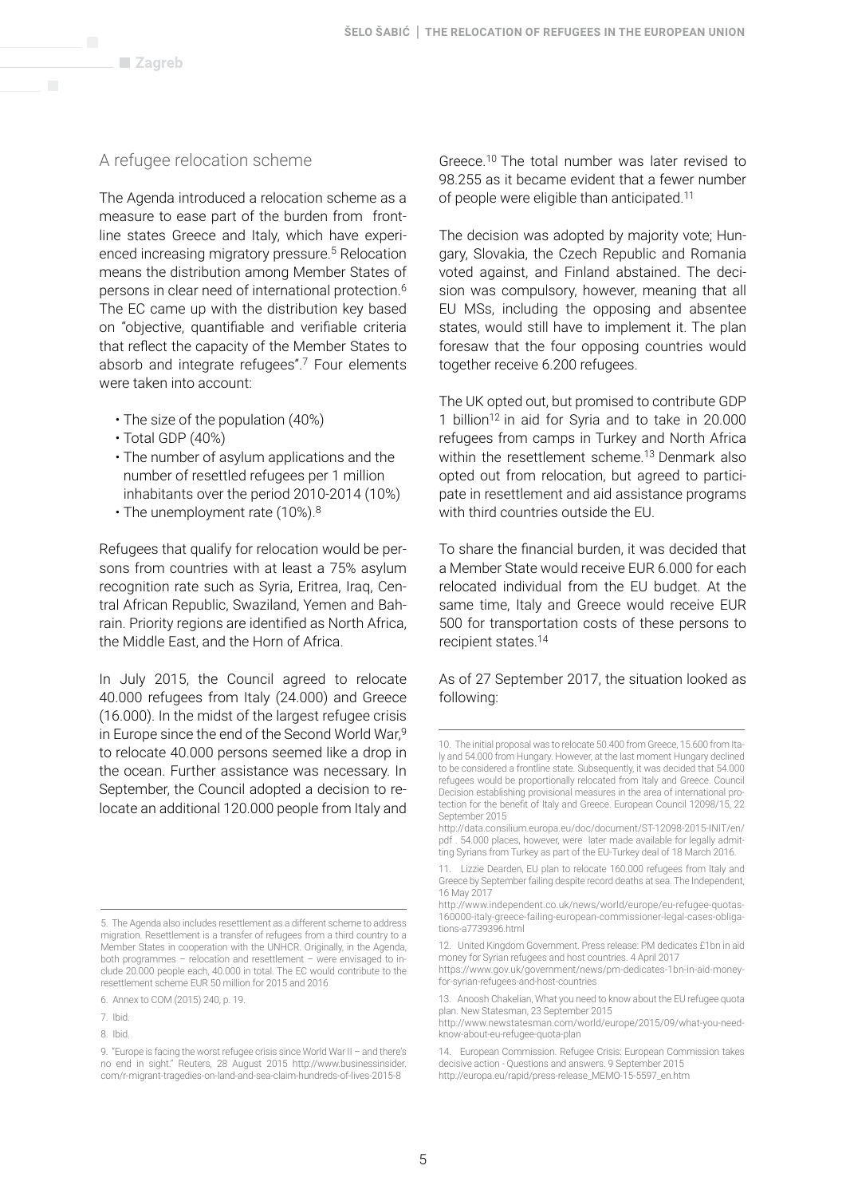## A refugee relocation scheme

The Agenda introduced a relocation scheme as a measure to ease part of the burden from frontline states Greece and Italy, which have experienced increasing migratory pressure.[5] Relocation means the distribution among Member States of persons in clear need of international protection.[6] The EC came up with the distribution key based on "objective, quantifiable and verifiable criteria that reflect the capacity of the Member States to absorb and integrate refugees".[7] Four elements were taken into account:

- The size of the population (40%)
- Total GDP (40%)
- The number of asylum applications and the number of resettled refugees per 1 million inhabitants over the period 2010-2014 (10%)
- The unemployment rate (10%).[8]

Refugees that qualify for relocation would be persons from countries with at least a 75% asylum recognition rate such as Syria, Eritrea, Iraq, Central African Republic, Swaziland, Yemen and Bahrain. Priority regions are identified as North Africa, the Middle East, and the Horn of Africa.

In July 2015, the Council agreed to relocate 40.000 refugees from Italy (24.000) and Greece (16.000). In the midst of the largest refugee crisis in Europe since the end of the Second World War,[9] to relocate 40.000 persons seemed like a drop in the ocean. Further assistance was necessary. In September, the Council adopted a decision to relocate an additional 120.000 people from Italy and Greece.[10] The total number was later revised to 98.255 as it became evident that a fewer number of people were eligible than anticipated.[11]

The decision was adopted by majority vote; Hungary, Slovakia, the Czech Republic and Romania voted against, and Finland abstained. The decision was compulsory, however, meaning that all EU MSs, including the opposing and absentee states, would still have to implement it. The plan foresaw that the four opposing countries would together receive 6.200 refugees.

The UK opted out, but promised to contribute GDP 1 billion[12] in aid for Syria and to take in 20.000 refugees from camps in Turkey and North Africa within the resettlement scheme.[13] Denmark also opted out from relocation, but agreed to participate in resettlement and aid assistance programs with third countries outside the EU.

To share the financial burden, it was decided that a Member State would receive EUR 6.000 for each relocated individual from the EU budget. At the same time, Italy and Greece would receive EUR 500 for transportation costs of these persons to recipient states.[14]

As of 27 September 2017, the situation looked as following:

---

5. The Agenda also includes resettlement as a different scheme to address migration. Resettlement is a transfer of refugees from a third country to a Member States in cooperation with the UNHCR. Originally, in the Agenda, both programmes – relocation and resettlement – were envisaged to include 20.000 people each, 40.000 in total. The EC would contribute to the resettlement scheme EUR 50 million for 2015 and 2016

6. Annex to COM (2015) 240, p. 19.

7. Ibid.

8. Ibid.

9. "Europe is facing the worst refugee crisis since World War II – and there's no end in sight." Reuters, 28 August 2015 http://www.businessinsider.com/r-migrant-tragedies-on-land-and-sea-claim-hundreds-of-lives-2015-8

10. The initial proposal was to relocate 50.400 from Greece, 15.600 from Italy and 54.000 from Hungary. However, at the last moment Hungary declined to be considered a frontline state. Subsequently, it was decided that 54.000 refugees would be proportionally relocated from Italy and Greece. Council Decision establishing provisional measures in the area of international protection for the benefit of Italy and Greece. European Council 12098/15, 22 September 2015
http://data.consilium.europa.eu/doc/document/ST-12098-2015-INIT/en/pdf . 54.000 places, however, were later made available for legally admitting Syrians from Turkey as part of the EU-Turkey deal of 18 March 2016.

11. Lizzie Dearden, EU plan to relocate 160.000 refugees from Italy and Greece by September failing despite record deaths at sea. The Independent, 16 May 2017
http://www.independent.co.uk/news/world/europe/eu-refugee-quotas-160000-italy-greece-failing-european-commissioner-legal-cases-obligations-a7739396.html

12. United Kingdom Government. Press release: PM dedicates £1bn in aid money for Syrian refugees and host countries. 4 April 2017
https://www.gov.uk/government/news/pm-dedicates-1bn-in-aid-money-for-syrian-refugees-and-host-countries

13. Anoosh Chakelian, What you need to know about the EU refugee quota plan. New Statesman, 23 September 2015
http://www.newstatesman.com/world/europe/2015/09/what-you-need-know-about-eu-refugee-quota-plan

14. European Commission. Refugee Crisis: European Commission takes decisive action - Questions and answers. 9 September 2015
http://europa.eu/rapid/press-release_MEMO-15-5597_en.htm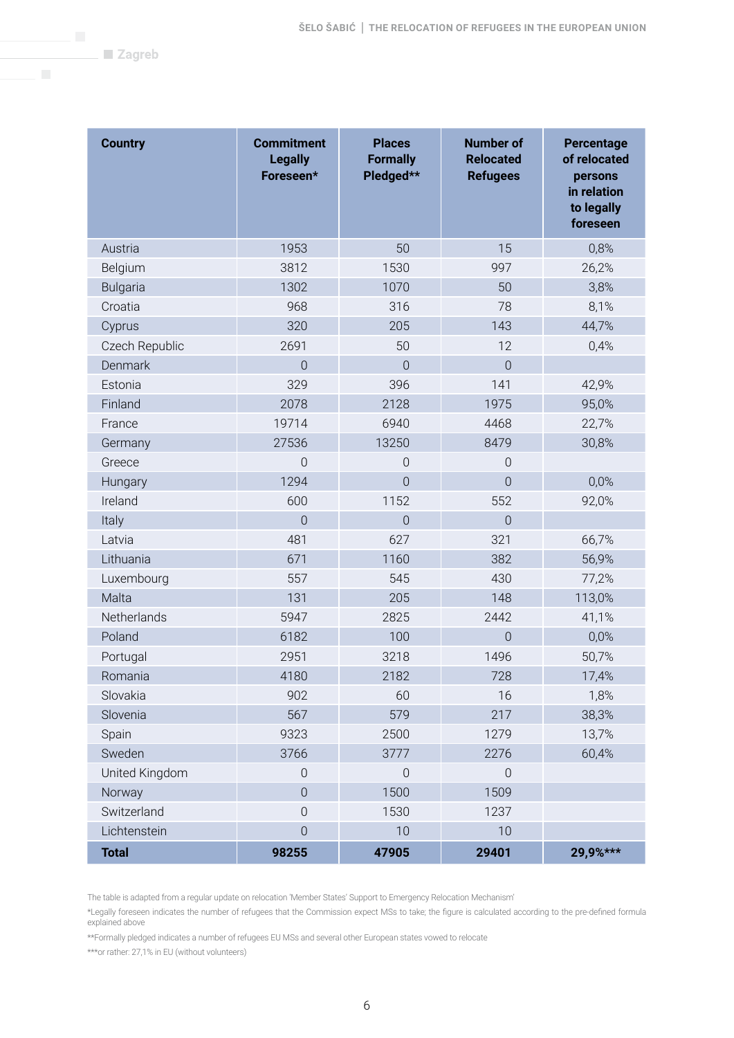| Country | Commitment Legally Foreseen* | Places Formally Pledged** | Number of Relocated Refugees | Percentage of relocated persons in relation to legally foreseen |
|---|---|---|---|---|
| Austria | 1953 | 50 | 15 | 0,8% |
| Belgium | 3812 | 1530 | 997 | 26,2% |
| Bulgaria | 1302 | 1070 | 50 | 3,8% |
| Croatia | 968 | 316 | 78 | 8,1% |
| Cyprus | 320 | 205 | 143 | 44,7% |
| Czech Republic | 2691 | 50 | 12 | 0,4% |
| Denmark | 0 | 0 | 0 | |
| Estonia | 329 | 396 | 141 | 42,9% |
| Finland | 2078 | 2128 | 1975 | 95,0% |
| France | 19714 | 6940 | 4468 | 22,7% |
| Germany | 27536 | 13250 | 8479 | 30,8% |
| Greece | 0 | 0 | 0 | |
| Hungary | 1294 | 0 | 0 | 0,0% |
| Ireland | 600 | 1152 | 552 | 92,0% |
| Italy | 0 | 0 | 0 | |
| Latvia | 481 | 627 | 321 | 66,7% |
| Lithuania | 671 | 1160 | 382 | 56,9% |
| Luxembourg | 557 | 545 | 430 | 77,2% |
| Malta | 131 | 205 | 148 | 113,0% |
| Netherlands | 5947 | 2825 | 2442 | 41,1% |
| Poland | 6182 | 100 | 0 | 0,0% |
| Portugal | 2951 | 3218 | 1496 | 50,7% |
| Romania | 4180 | 2182 | 728 | 17,4% |
| Slovakia | 902 | 60 | 16 | 1,8% |
| Slovenia | 567 | 579 | 217 | 38,3% |
| Spain | 9323 | 2500 | 1279 | 13,7% |
| Sweden | 3766 | 3777 | 2276 | 60,4% |
| United Kingdom | 0 | 0 | 0 | |
| Norway | 0 | 1500 | 1509 | |
| Switzerland | 0 | 1530 | 1237 | |
| Lichtenstein | 0 | 10 | 10 | |
| **Total** | **98255** | **47905** | **29401** | **29,9%*** ** |

The table is adapted from a regular update on relocation 'Member States' Support to Emergency Relocation Mechanism'

*Legally foreseen indicates the number of refugees that the Commission expect MSs to take; the figure is calculated according to the pre-defined formula explained above

**Formally pledged indicates a number of refugees EU MSs and several other European states vowed to relocate

***or rather: 27,1% in EU (without volunteers)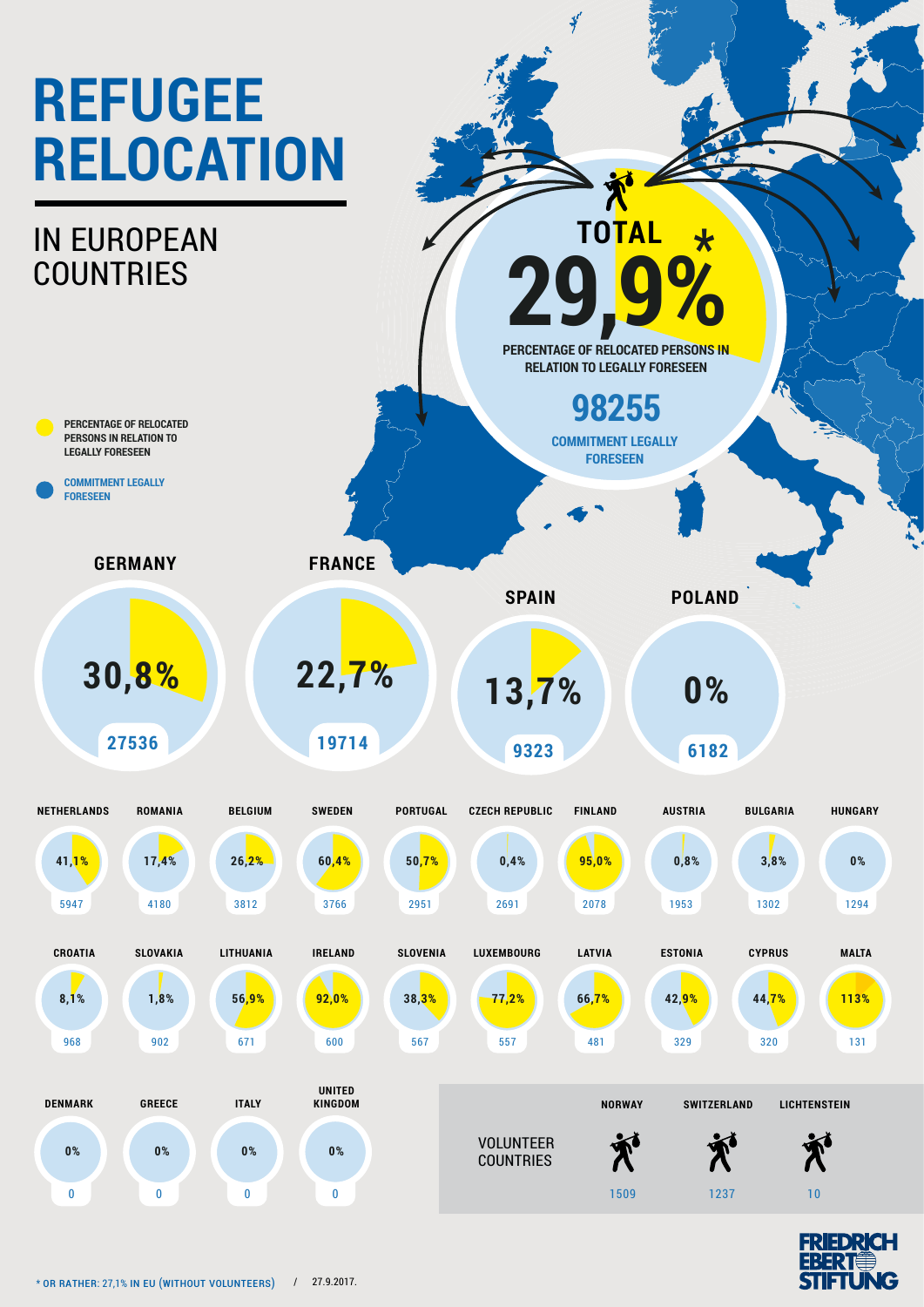# REFUGEE RELOCATION

## IN EUROPEAN COUNTRIES

- PERCENTAGE OF RELOCATED PERSONS IN RELATION TO LEGALLY FORESEEN
- COMMITMENT LEGALLY FORESEEN

**TOTAL 29,9%** *

PERCENTAGE OF RELOCATED PERSONS IN RELATION TO LEGALLY FORESEEN

**98255**

COMMITMENT LEGALLY FORESEEN

| Country | Percentage of relocated persons in relation to legally foreseen | Commitment legally foreseen |
|---|---|---|
| GERMANY | 30,8% | 27536 |
| FRANCE | 22,7% | 19714 |
| SPAIN | 13,7% | 9323 |
| POLAND | 0% | 6182 |
| NETHERLANDS | 41,1% | 5947 |
| ROMANIA | 17,4% | 4180 |
| BELGIUM | 26,2% | 3812 |
| SWEDEN | 60,4% | 3766 |
| PORTUGAL | 50,7% | 2951 |
| CZECH REPUBLIC | 0,4% | 2691 |
| FINLAND | 95,0% | 2078 |
| AUSTRIA | 0,8% | 1953 |
| BULGARIA | 3,8% | 1302 |
| HUNGARY | 0% | 1294 |
| CROATIA | 8,1% | 968 |
| SLOVAKIA | 1,8% | 902 |
| LITHUANIA | 56,9% | 671 |
| IRELAND | 92,0% | 600 |
| SLOVENIA | 38,3% | 567 |
| LUXEMBOURG | 77,2% | 557 |
| LATVIA | 66,7% | 481 |
| ESTONIA | 42,9% | 329 |
| CYPRUS | 44,7% | 320 |
| MALTA | 113% | 131 |
| DENMARK | 0% | 0 |
| GREECE | 0% | 0 |
| ITALY | 0% | 0 |
| UNITED KINGDOM | 0% | 0 |

**VOLUNTEER COUNTRIES**

| NORWAY | SWITZERLAND | LICHTENSTEIN |
|---|---|---|
| 1509 | 1237 | 10 |

\* OR RATHER: 27,1% IN EU (WITHOUT VOLUNTEERS) / 27.9.2017.

FRIEDRICH EBERT STIFTUNG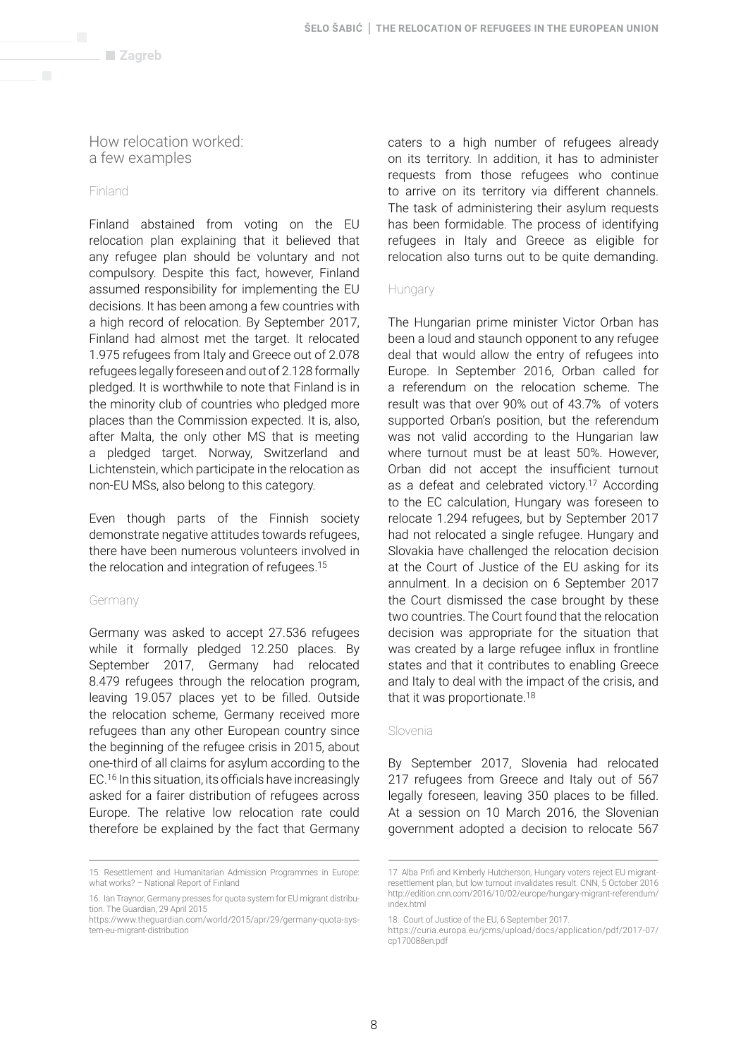## How relocation worked: a few examples

### Finland

Finland abstained from voting on the EU relocation plan explaining that it believed that any refugee plan should be voluntary and not compulsory. Despite this fact, however, Finland assumed responsibility for implementing the EU decisions. It has been among a few countries with a high record of relocation. By September 2017, Finland had almost met the target. It relocated 1.975 refugees from Italy and Greece out of 2.078 refugees legally foreseen and out of 2.128 formally pledged. It is worthwhile to note that Finland is in the minority club of countries who pledged more places than the Commission expected. It is, also, after Malta, the only other MS that is meeting a pledged target. Norway, Switzerland and Lichtenstein, which participate in the relocation as non-EU MSs, also belong to this category.

Even though parts of the Finnish society demonstrate negative attitudes towards refugees, there have been numerous volunteers involved in the relocation and integration of refugees.[15]

### Germany

Germany was asked to accept 27.536 refugees while it formally pledged 12.250 places. By September 2017, Germany had relocated 8.479 refugees through the relocation program, leaving 19.057 places yet to be filled. Outside the relocation scheme, Germany received more refugees than any other European country since the beginning of the refugee crisis in 2015, about one-third of all claims for asylum according to the EC.[16] In this situation, its officials have increasingly asked for a fairer distribution of refugees across Europe. The relative low relocation rate could therefore be explained by the fact that Germany caters to a high number of refugees already on its territory. In addition, it has to administer requests from those refugees who continue to arrive on its territory via different channels. The task of administering their asylum requests has been formidable. The process of identifying refugees in Italy and Greece as eligible for relocation also turns out to be quite demanding.

### Hungary

The Hungarian prime minister Victor Orban has been a loud and staunch opponent to any refugee deal that would allow the entry of refugees into Europe. In September 2016, Orban called for a referendum on the relocation scheme. The result was that over 90% out of 43.7% of voters supported Orban's position, but the referendum was not valid according to the Hungarian law where turnout must be at least 50%. However, Orban did not accept the insufficient turnout as a defeat and celebrated victory.[17] According to the EC calculation, Hungary was foreseen to relocate 1.294 refugees, but by September 2017 had not relocated a single refugee. Hungary and Slovakia have challenged the relocation decision at the Court of Justice of the EU asking for its annulment. In a decision on 6 September 2017 the Court dismissed the case brought by these two countries. The Court found that the relocation decision was appropriate for the situation that was created by a large refugee influx in frontline states and that it contributes to enabling Greece and Italy to deal with the impact of the crisis, and that it was proportionate.[18]

### Slovenia

By September 2017, Slovenia had relocated 217 refugees from Greece and Italy out of 567 legally foreseen, leaving 350 places to be filled. At a session on 10 March 2016, the Slovenian government adopted a decision to relocate 567

---

15. Resettlement and Humanitarian Admission Programmes in Europe: what works? – National Report of Finland

16. Ian Traynor, Germany presses for quota system for EU migrant distribution. The Guardian, 29 April 2015 https://www.theguardian.com/world/2015/apr/29/germany-quota-system-eu-migrant-distribution

17. Alba Prifi and Kimberly Hutcherson, Hungary voters reject EU migrant-resettlement plan, but low turnout invalidates result. CNN, 5 October 2016 http://edition.cnn.com/2016/10/02/europe/hungary-migrant-referendum/index.html

18. Court of Justice of the EU, 6 September 2017. https://curia.europa.eu/jcms/upload/docs/application/pdf/2017-07/cp170088en.pdf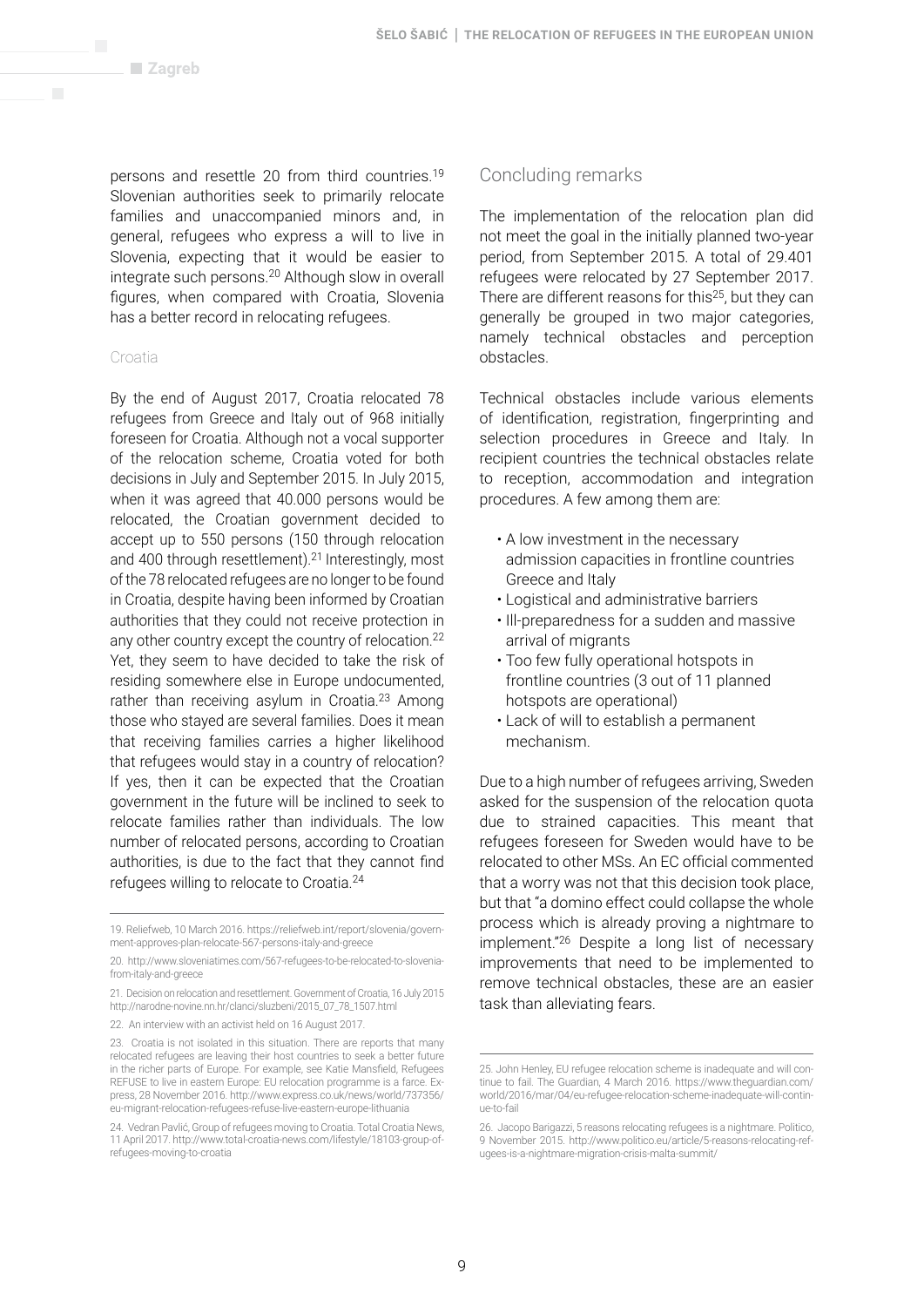persons and resettle 20 from third countries.[19] Slovenian authorities seek to primarily relocate families and unaccompanied minors and, in general, refugees who express a will to live in Slovenia, expecting that it would be easier to integrate such persons.[20] Although slow in overall figures, when compared with Croatia, Slovenia has a better record in relocating refugees.

### Croatia

By the end of August 2017, Croatia relocated 78 refugees from Greece and Italy out of 968 initially foreseen for Croatia. Although not a vocal supporter of the relocation scheme, Croatia voted for both decisions in July and September 2015. In July 2015, when it was agreed that 40.000 persons would be relocated, the Croatian government decided to accept up to 550 persons (150 through relocation and 400 through resettlement).[21] Interestingly, most of the 78 relocated refugees are no longer to be found in Croatia, despite having been informed by Croatian authorities that they could not receive protection in any other country except the country of relocation.[22] Yet, they seem to have decided to take the risk of residing somewhere else in Europe undocumented, rather than receiving asylum in Croatia.[23] Among those who stayed are several families. Does it mean that receiving families carries a higher likelihood that refugees would stay in a country of relocation? If yes, then it can be expected that the Croatian government in the future will be inclined to seek to relocate families rather than individuals. The low number of relocated persons, according to Croatian authorities, is due to the fact that they cannot find refugees willing to relocate to Croatia.[24]

## Concluding remarks

The implementation of the relocation plan did not meet the goal in the initially planned two-year period, from September 2015. A total of 29.401 refugees were relocated by 27 September 2017. There are different reasons for this[25], but they can generally be grouped in two major categories, namely technical obstacles and perception obstacles.

Technical obstacles include various elements of identification, registration, fingerprinting and selection procedures in Greece and Italy. In recipient countries the technical obstacles relate to reception, accommodation and integration procedures. A few among them are:

- A low investment in the necessary admission capacities in frontline countries Greece and Italy
- Logistical and administrative barriers
- Ill-preparedness for a sudden and massive arrival of migrants
- Too few fully operational hotspots in frontline countries (3 out of 11 planned hotspots are operational)
- Lack of will to establish a permanent mechanism.

Due to a high number of refugees arriving, Sweden asked for the suspension of the relocation quota due to strained capacities. This meant that refugees foreseen for Sweden would have to be relocated to other MSs. An EC official commented that a worry was not that this decision took place, but that "a domino effect could collapse the whole process which is already proving a nightmare to implement."[26] Despite a long list of necessary improvements that need to be implemented to remove technical obstacles, these are an easier task than alleviating fears.

---

19. Reliefweb, 10 March 2016. https://reliefweb.int/report/slovenia/government-approves-plan-relocate-567-persons-italy-and-greece

20. http://www.sloveniatimes.com/567-refugees-to-be-relocated-to-slovenia-from-italy-and-greece

21. Decision on relocation and resettlement. Government of Croatia, 16 July 2015 http://narodne-novine.nn.hr/clanci/sluzbeni/2015_07_78_1507.html

22. An interview with an activist held on 16 August 2017.

23. Croatia is not isolated in this situation. There are reports that many relocated refugees are leaving their host countries to seek a better future in the richer parts of Europe. For example, see Katie Mansfield, Refugees REFUSE to live in eastern Europe: EU relocation programme is a farce. Express, 28 November 2016. http://www.express.co.uk/news/world/737356/eu-migrant-relocation-refugees-refuse-live-eastern-europe-lithuania

24. Vedran Pavlić, Group of refugees moving to Croatia. Total Croatia News, 11 April 2017. http://www.total-croatia-news.com/lifestyle/18103-group-of-refugees-moving-to-croatia

25. John Henley, EU refugee relocation scheme is inadequate and will continue to fail. The Guardian, 4 March 2016. https://www.theguardian.com/world/2016/mar/04/eu-refugee-relocation-scheme-inadequate-will-continue-to-fail

26. Jacopo Barigazzi, 5 reasons relocating refugees is a nightmare. Politico, 9 November 2015. http://www.politico.eu/article/5-reasons-relocating-refugees-is-a-nightmare-migration-crisis-malta-summit/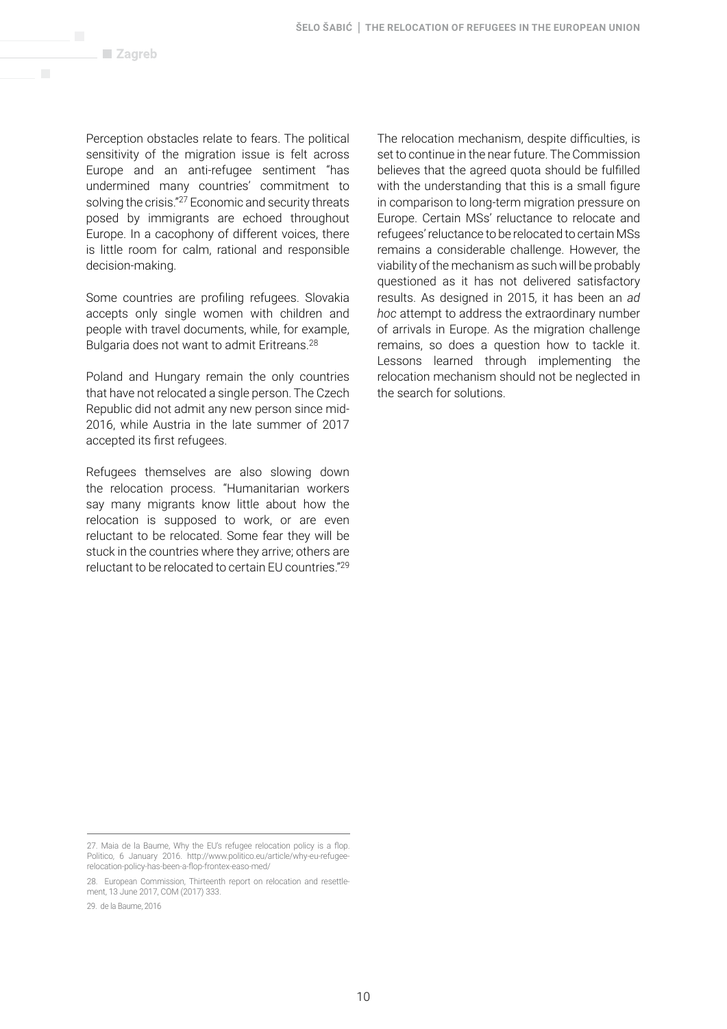Perception obstacles relate to fears. The political sensitivity of the migration issue is felt across Europe and an anti-refugee sentiment "has undermined many countries' commitment to solving the crisis."[27] Economic and security threats posed by immigrants are echoed throughout Europe. In a cacophony of different voices, there is little room for calm, rational and responsible decision-making.

Some countries are profiling refugees. Slovakia accepts only single women with children and people with travel documents, while, for example, Bulgaria does not want to admit Eritreans.[28]

Poland and Hungary remain the only countries that have not relocated a single person. The Czech Republic did not admit any new person since mid-2016, while Austria in the late summer of 2017 accepted its first refugees.

Refugees themselves are also slowing down the relocation process. "Humanitarian workers say many migrants know little about how the relocation is supposed to work, or are even reluctant to be relocated. Some fear they will be stuck in the countries where they arrive; others are reluctant to be relocated to certain EU countries."[29]

The relocation mechanism, despite difficulties, is set to continue in the near future. The Commission believes that the agreed quota should be fulfilled with the understanding that this is a small figure in comparison to long-term migration pressure on Europe. Certain MSs' reluctance to relocate and refugees' reluctance to be relocated to certain MSs remains a considerable challenge. However, the viability of the mechanism as such will be probably questioned as it has not delivered satisfactory results. As designed in 2015, it has been an *ad hoc* attempt to address the extraordinary number of arrivals in Europe. As the migration challenge remains, so does a question how to tackle it. Lessons learned through implementing the relocation mechanism should not be neglected in the search for solutions.

---

27. Maia de la Baume, Why the EU's refugee relocation policy is a flop. Politico, 6 January 2016. http://www.politico.eu/article/why-eu-refugee-relocation-policy-has-been-a-flop-frontex-easo-med/

28. European Commission, Thirteenth report on relocation and resettlement, 13 June 2017, COM (2017) 333.

29. de la Baume, 2016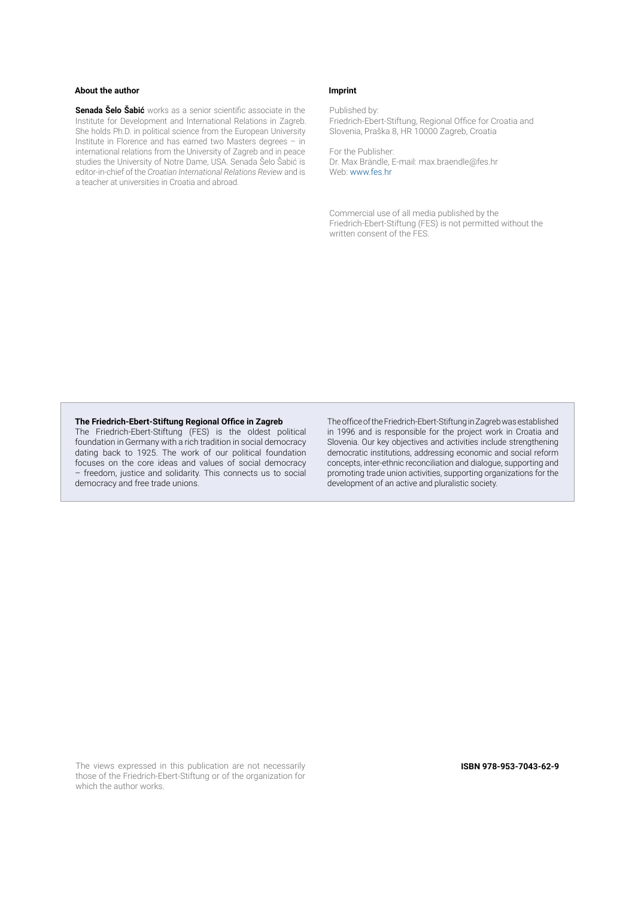### About the author

**Senada Šelo Šabić** works as a senior scientific associate in the Institute for Development and International Relations in Zagreb. She holds Ph.D. in political science from the European University Institute in Florence and has earned two Masters degrees – in international relations from the University of Zagreb and in peace studies the University of Notre Dame, USA. Senada Šelo Šabić is editor-in-chief of the *Croatian International Relations Review* and is a teacher at universities in Croatia and abroad.

### Imprint

Published by:
Friedrich-Ebert-Stiftung, Regional Office for Croatia and Slovenia, Praška 8, HR 10000 Zagreb, Croatia

For the Publisher:
Dr. Max Brändle, E-mail: max.braendle@fes.hr
Web: www.fes.hr

Commercial use of all media published by the Friedrich-Ebert-Stiftung (FES) is not permitted without the written consent of the FES.

**The Friedrich-Ebert-Stiftung Regional Office in Zagreb**
The Friedrich-Ebert-Stiftung (FES) is the oldest political foundation in Germany with a rich tradition in social democracy dating back to 1925. The work of our political foundation focuses on the core ideas and values of social democracy – freedom, justice and solidarity. This connects us to social democracy and free trade unions.

The office of the Friedrich-Ebert-Stiftung in Zagreb was established in 1996 and is responsible for the project work in Croatia and Slovenia. Our key objectives and activities include strengthening democratic institutions, addressing economic and social reform concepts, inter-ethnic reconciliation and dialogue, supporting and promoting trade union activities, supporting organizations for the development of an active and pluralistic society.

The views expressed in this publication are not necessarily those of the Friedrich-Ebert-Stiftung or of the organization for which the author works.

**ISBN 978-953-7043-62-9**